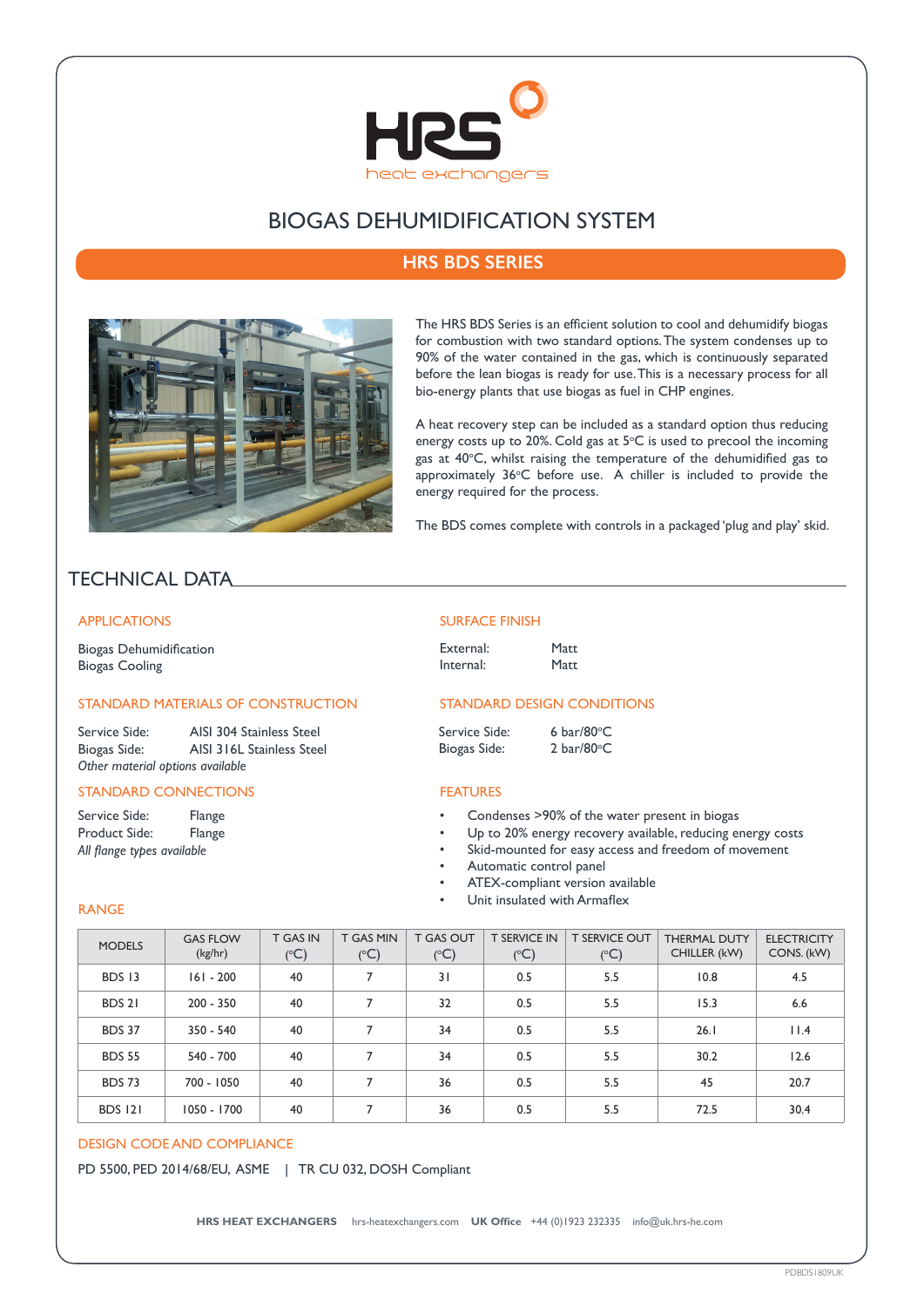# BIOGAS DEHUMIDIFICATION SYSTEM

## HRS BDS SERIES

The HRS BDS Series is an efficient solution to cool and dehumidify biogas for combustion with two standard options. The system condenses up to 90% of the water contained in the gas, which is continuously separated before the lean biogas is ready for use. This is a necessary process for all bio-energy plants that use biogas as fuel in CHP engines.

A heat recovery step can be included as a standard option thus reducing energy costs up to 20%. Cold gas at 5°C is used to precool the incoming gas at 40°C, whilst raising the temperature of the dehumidified gas to approximately 36°C before use. A chiller is included to provide the energy required for the process.

The BDS comes complete with controls in a packaged 'plug and play' skid.

## TECHNICAL DATA

### APPLICATIONS

Biogas Dehumidification
Biogas Cooling

### STANDARD MATERIALS OF CONSTRUCTION

Service Side: AISI 304 Stainless Steel
Biogas Side: AISI 316L Stainless Steel
*Other material options available*

### STANDARD CONNECTIONS

Service Side: Flange
Product Side: Flange
*All flange types available*

### SURFACE FINISH

External: Matt
Internal: Matt

### STANDARD DESIGN CONDITIONS

Service Side: 6 bar/80°C
Biogas Side: 2 bar/80°C

### FEATURES

- Condenses >90% of the water present in biogas
- Up to 20% energy recovery available, reducing energy costs
- Skid-mounted for easy access and freedom of movement
- Automatic control panel
- ATEX-compliant version available
- Unit insulated with Armaflex

### RANGE

| MODELS | GAS FLOW (kg/hr) | T GAS IN (°C) | T GAS MIN (°C) | T GAS OUT (°C) | T SERVICE IN (°C) | T SERVICE OUT (°C) | THERMAL DUTY CHILLER (kW) | ELECTRICITY CONS. (kW) |
|---|---|---|---|---|---|---|---|---|
| BDS 13 | 161 - 200 | 40 | 7 | 31 | 0.5 | 5.5 | 10.8 | 4.5 |
| BDS 21 | 200 - 350 | 40 | 7 | 32 | 0.5 | 5.5 | 15.3 | 6.6 |
| BDS 37 | 350 - 540 | 40 | 7 | 34 | 0.5 | 5.5 | 26.1 | 11.4 |
| BDS 55 | 540 - 700 | 40 | 7 | 34 | 0.5 | 5.5 | 30.2 | 12.6 |
| BDS 73 | 700 - 1050 | 40 | 7 | 36 | 0.5 | 5.5 | 45 | 20.7 |
| BDS 121 | 1050 - 1700 | 40 | 7 | 36 | 0.5 | 5.5 | 72.5 | 30.4 |

### DESIGN CODE AND COMPLIANCE

PD 5500, PED 2014/68/EU, ASME | TR CU 032, DOSH Compliant

**HRS HEAT EXCHANGERS** hrs-heatexchangers.com **UK Office** +44 (0)1923 232335 info@uk.hrs-he.com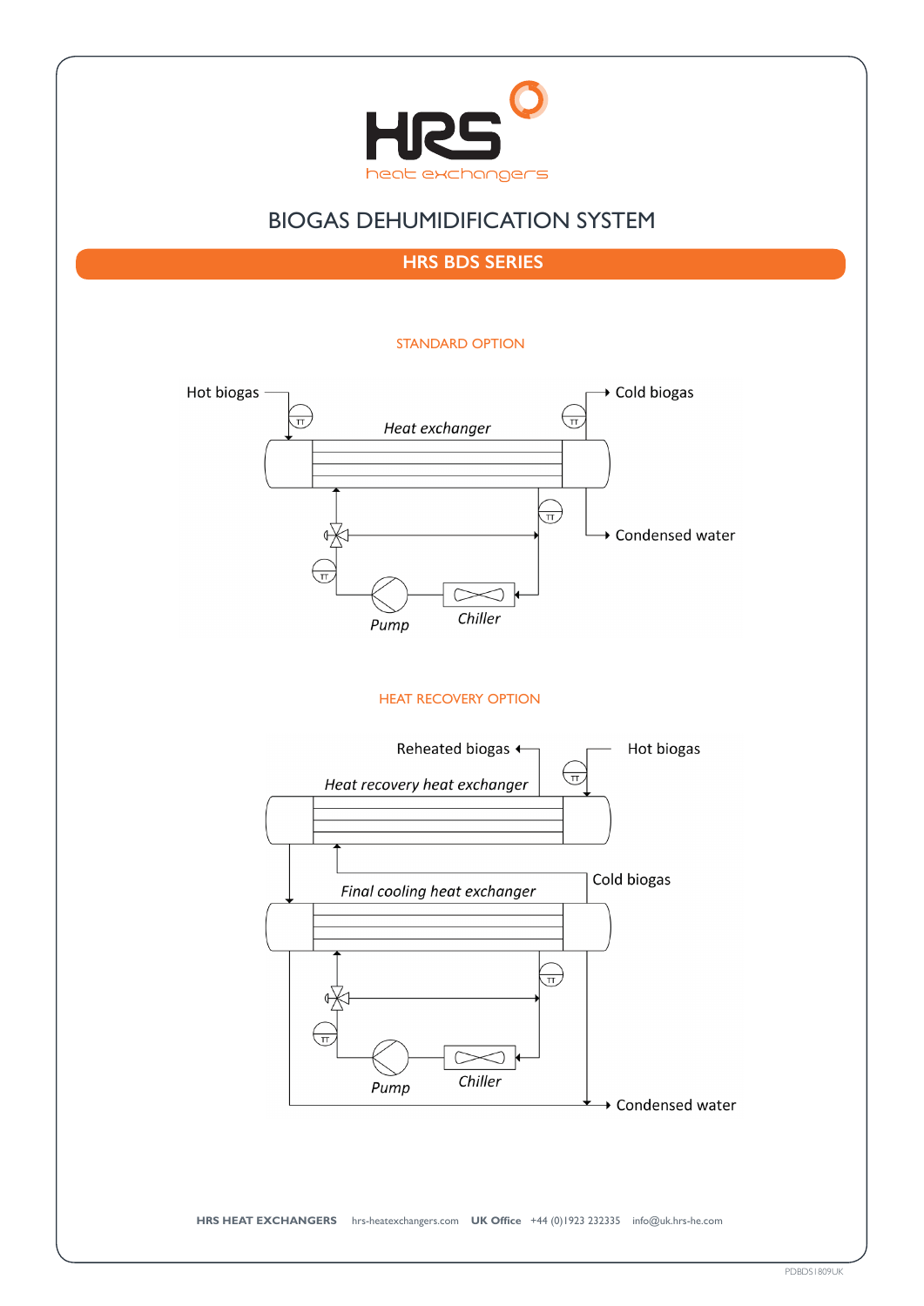# BIOGAS DEHUMIDIFICATION SYSTEM

## HRS BDS SERIES

### STANDARD OPTION

Hot biogas

Cold biogas

Heat exchanger

TT

Condensed water

Pump

Chiller

### HEAT RECOVERY OPTION

Reheated biogas

Hot biogas

Heat recovery heat exchanger

Cold biogas

Final cooling heat exchanger

TT

Pump

Chiller

Condensed water

**HRS HEAT EXCHANGERS** hrs-heatexchangers.com **UK Office** +44 (0)1923 232335 info@uk.hrs-he.com

PDBDS1809UK